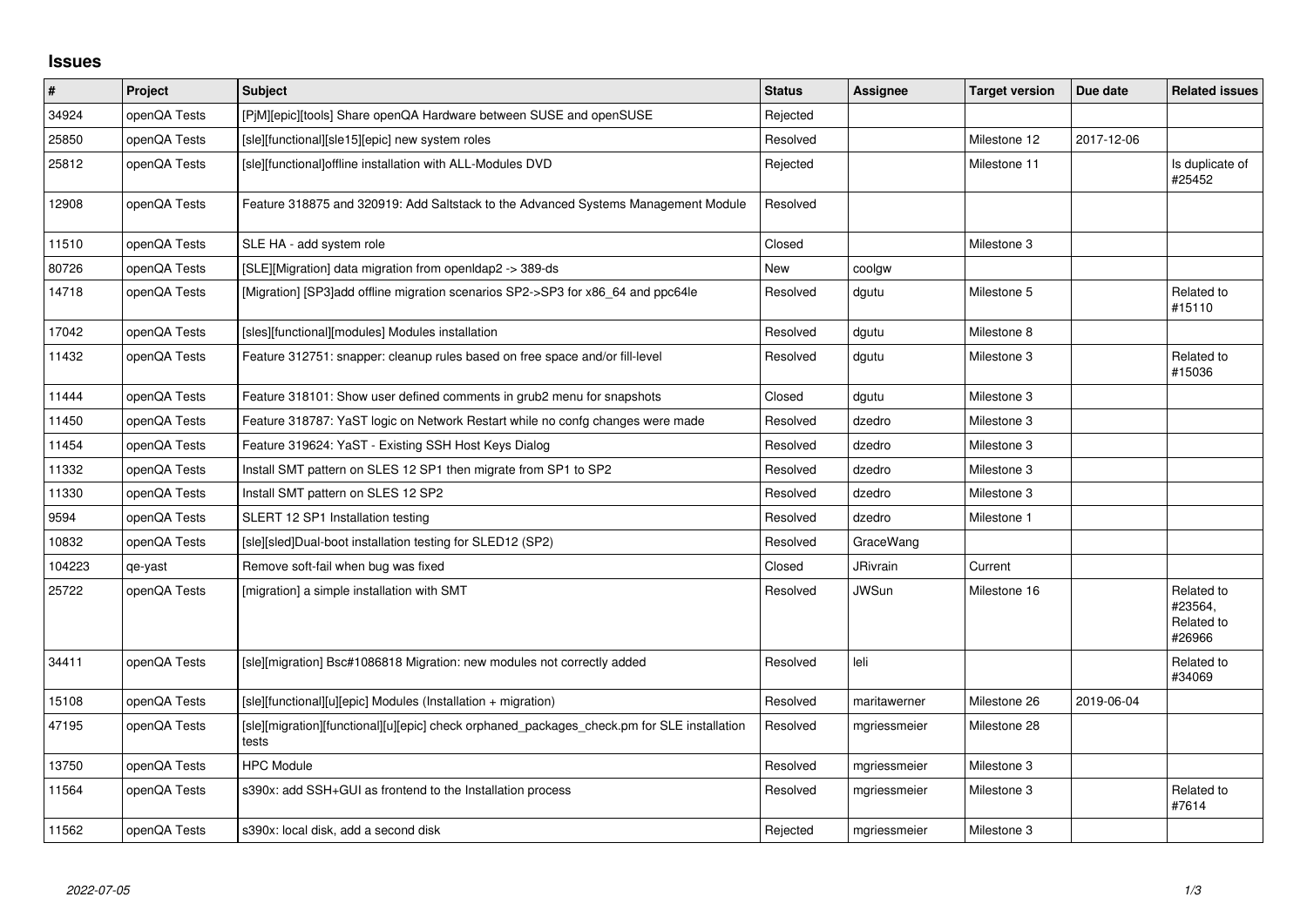# Issues

| # | Project | Subject | Status | Assignee | Target version | Due date | Related issues |
|---|---|---|---|---|---|---|---|
| 34924 | openQA Tests | [PjM][epic][tools] Share openQA Hardware between SUSE and openSUSE | Rejected | | | | |
| 25850 | openQA Tests | [sle][functional][sle15][epic] new system roles | Resolved | | Milestone 12 | 2017-12-06 | |
| 25812 | openQA Tests | [sle][functional]offline installation with ALL-Modules DVD | Rejected | | Milestone 11 | | Is duplicate of #25452 |
| 12908 | openQA Tests | Feature 318875 and 320919: Add Saltstack to the Advanced Systems Management Module | Resolved | | | | |
| 11510 | openQA Tests | SLE HA - add system role | Closed | | Milestone 3 | | |
| 80726 | openQA Tests | [SLE][Migration] data migration from openldap2 -> 389-ds | New | coolgw | | | |
| 14718 | openQA Tests | [Migration] [SP3]add offline migration scenarios SP2->SP3 for x86_64 and ppc64le | Resolved | dgutu | Milestone 5 | | Related to #15110 |
| 17042 | openQA Tests | [sles][functional][modules] Modules installation | Resolved | dgutu | Milestone 8 | | |
| 11432 | openQA Tests | Feature 312751: snapper: cleanup rules based on free space and/or fill-level | Resolved | dgutu | Milestone 3 | | Related to #15036 |
| 11444 | openQA Tests | Feature 318101: Show user defined comments in grub2 menu for snapshots | Closed | dgutu | Milestone 3 | | |
| 11450 | openQA Tests | Feature 318787: YaST logic on Network Restart while no confg changes were made | Resolved | dzedro | Milestone 3 | | |
| 11454 | openQA Tests | Feature 319624: YaST - Existing SSH Host Keys Dialog | Resolved | dzedro | Milestone 3 | | |
| 11332 | openQA Tests | Install SMT pattern on SLES 12 SP1 then migrate from SP1 to SP2 | Resolved | dzedro | Milestone 3 | | |
| 11330 | openQA Tests | Install SMT pattern on SLES 12 SP2 | Resolved | dzedro | Milestone 3 | | |
| 9594 | openQA Tests | SLERT 12 SP1 Installation testing | Resolved | dzedro | Milestone 1 | | |
| 10832 | openQA Tests | [sle][sled]Dual-boot installation testing for SLED12 (SP2) | Resolved | GraceWang | | | |
| 104223 | qe-yast | Remove soft-fail when bug was fixed | Closed | JRivrain | Current | | |
| 25722 | openQA Tests | [migration] a simple installation with SMT | Resolved | JWSun | Milestone 16 | | Related to #23564, Related to #26966 |
| 34411 | openQA Tests | [sle][migration] Bsc#1086818 Migration: new modules not correctly added | Resolved | leli | | | Related to #34069 |
| 15108 | openQA Tests | [sle][functional][u][epic] Modules (Installation + migration) | Resolved | maritawerner | Milestone 26 | 2019-06-04 | |
| 47195 | openQA Tests | [sle][migration][functional][u][epic] check orphaned_packages_check.pm for SLE installation tests | Resolved | mgriessmeier | Milestone 28 | | |
| 13750 | openQA Tests | HPC Module | Resolved | mgriessmeier | Milestone 3 | | |
| 11564 | openQA Tests | s390x: add SSH+GUI as frontend to the Installation process | Resolved | mgriessmeier | Milestone 3 | | Related to #7614 |
| 11562 | openQA Tests | s390x: local disk, add a second disk | Rejected | mgriessmeier | Milestone 3 | | |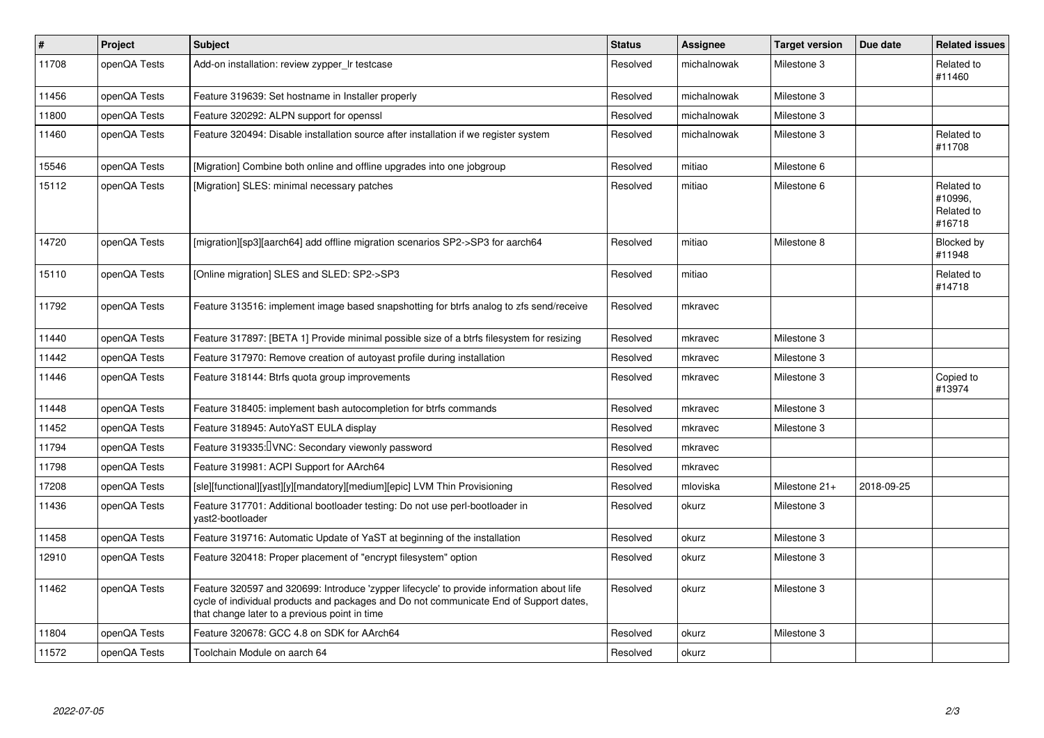| # | Project | Subject | Status | Assignee | Target version | Due date | Related issues |
|---|---|---|---|---|---|---|---|
| 11708 | openQA Tests | Add-on installation: review zypper_lr testcase | Resolved | michalnowak | Milestone 3 | | Related to #11460 |
| 11456 | openQA Tests | Feature 319639: Set hostname in Installer properly | Resolved | michalnowak | Milestone 3 | | |
| 11800 | openQA Tests | Feature 320292: ALPN support for openssl | Resolved | michalnowak | Milestone 3 | | |
| 11460 | openQA Tests | Feature 320494: Disable installation source after installation if we register system | Resolved | michalnowak | Milestone 3 | | Related to #11708 |
| 15546 | openQA Tests | [Migration] Combine both online and offline upgrades into one jobgroup | Resolved | mitiao | Milestone 6 | | |
| 15112 | openQA Tests | [Migration] SLES: minimal necessary patches | Resolved | mitiao | Milestone 6 | | Related to #10996, Related to #16718 |
| 14720 | openQA Tests | [migration][sp3][aarch64] add offline migration scenarios SP2->SP3 for aarch64 | Resolved | mitiao | Milestone 8 | | Blocked by #11948 |
| 15110 | openQA Tests | [Online migration] SLES and SLED: SP2->SP3 | Resolved | mitiao | | | Related to #14718 |
| 11792 | openQA Tests | Feature 313516: implement image based snapshotting for btrfs analog to zfs send/receive | Resolved | mkravec | | | |
| 11440 | openQA Tests | Feature 317897: [BETA 1] Provide minimal possible size of a btrfs filesystem for resizing | Resolved | mkravec | Milestone 3 | | |
| 11442 | openQA Tests | Feature 317970: Remove creation of autoyast profile during installation | Resolved | mkravec | Milestone 3 | | |
| 11446 | openQA Tests | Feature 318144: Btrfs quota group improvements | Resolved | mkravec | Milestone 3 | | Copied to #13974 |
| 11448 | openQA Tests | Feature 318405: implement bash autocompletion for btrfs commands | Resolved | mkravec | Milestone 3 | | |
| 11452 | openQA Tests | Feature 318945: AutoYaST EULA display | Resolved | mkravec | Milestone 3 | | |
| 11794 | openQA Tests | Feature 319335: VNC: Secondary viewonly password | Resolved | mkravec | | | |
| 11798 | openQA Tests | Feature 319981: ACPI Support for AArch64 | Resolved | mkravec | | | |
| 17208 | openQA Tests | [sle][functional][yast][y][mandatory][medium][epic] LVM Thin Provisioning | Resolved | mloviska | Milestone 21+ | 2018-09-25 | |
| 11436 | openQA Tests | Feature 317701: Additional bootloader testing: Do not use perl-bootloader in yast2-bootloader | Resolved | okurz | Milestone 3 | | |
| 11458 | openQA Tests | Feature 319716: Automatic Update of YaST at beginning of the installation | Resolved | okurz | Milestone 3 | | |
| 12910 | openQA Tests | Feature 320418: Proper placement of "encrypt filesystem" option | Resolved | okurz | Milestone 3 | | |
| 11462 | openQA Tests | Feature 320597 and 320699: Introduce 'zypper lifecycle' to provide information about life cycle of individual products and packages and Do not communicate End of Support dates, that change later to a previous point in time | Resolved | okurz | Milestone 3 | | |
| 11804 | openQA Tests | Feature 320678: GCC 4.8 on SDK for AArch64 | Resolved | okurz | Milestone 3 | | |
| 11572 | openQA Tests | Toolchain Module on aarch 64 | Resolved | okurz | | | |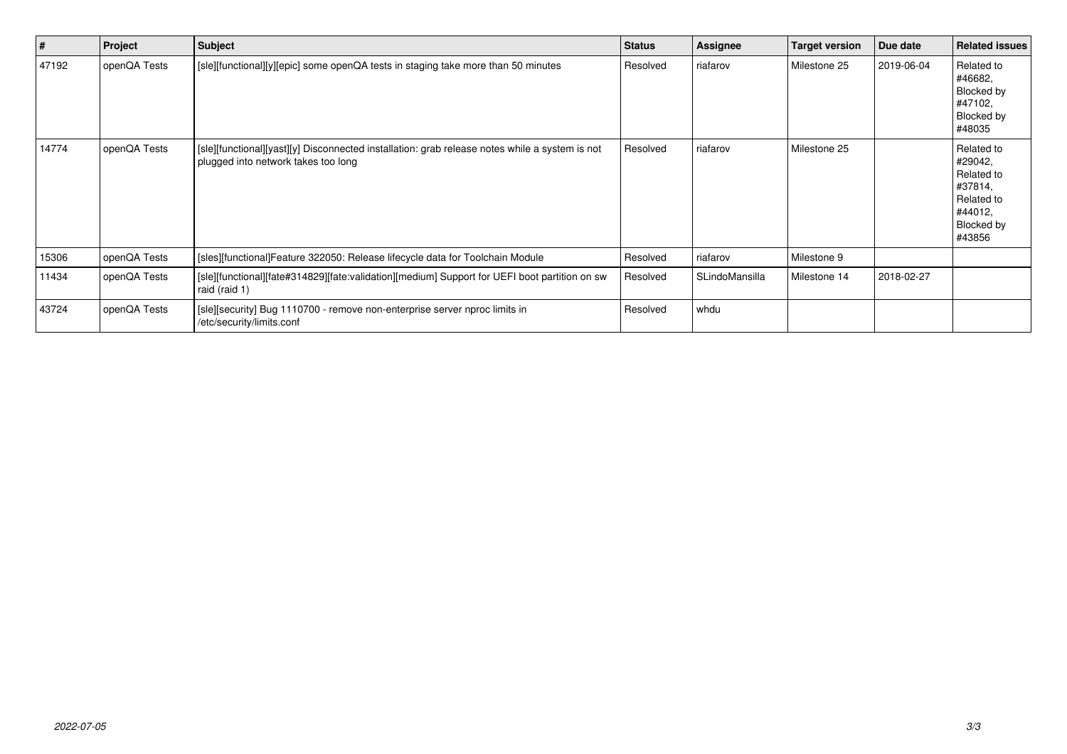| # | Project | Subject | Status | Assignee | Target version | Due date | Related issues |
|---|---|---|---|---|---|---|---|
| 47192 | openQA Tests | [sle][functional][y][epic] some openQA tests in staging take more than 50 minutes | Resolved | riafarov | Milestone 25 | 2019-06-04 | Related to #46682, Blocked by #47102, Blocked by #48035 |
| 14774 | openQA Tests | [sle][functional][yast][y] Disconnected installation: grab release notes while a system is not plugged into network takes too long | Resolved | riafarov | Milestone 25 | | Related to #29042, Related to #37814, Related to #44012, Blocked by #43856 |
| 15306 | openQA Tests | [sles][functional]Feature 322050: Release lifecycle data for Toolchain Module | Resolved | riafarov | Milestone 9 | | |
| 11434 | openQA Tests | [sle][functional][fate#314829][fate:validation][medium] Support for UEFI boot partition on sw raid (raid 1) | Resolved | SLindoMansilla | Milestone 14 | 2018-02-27 | |
| 43724 | openQA Tests | [sle][security] Bug 1110700 - remove non-enterprise server nproc limits in /etc/security/limits.conf | Resolved | whdu | | | |